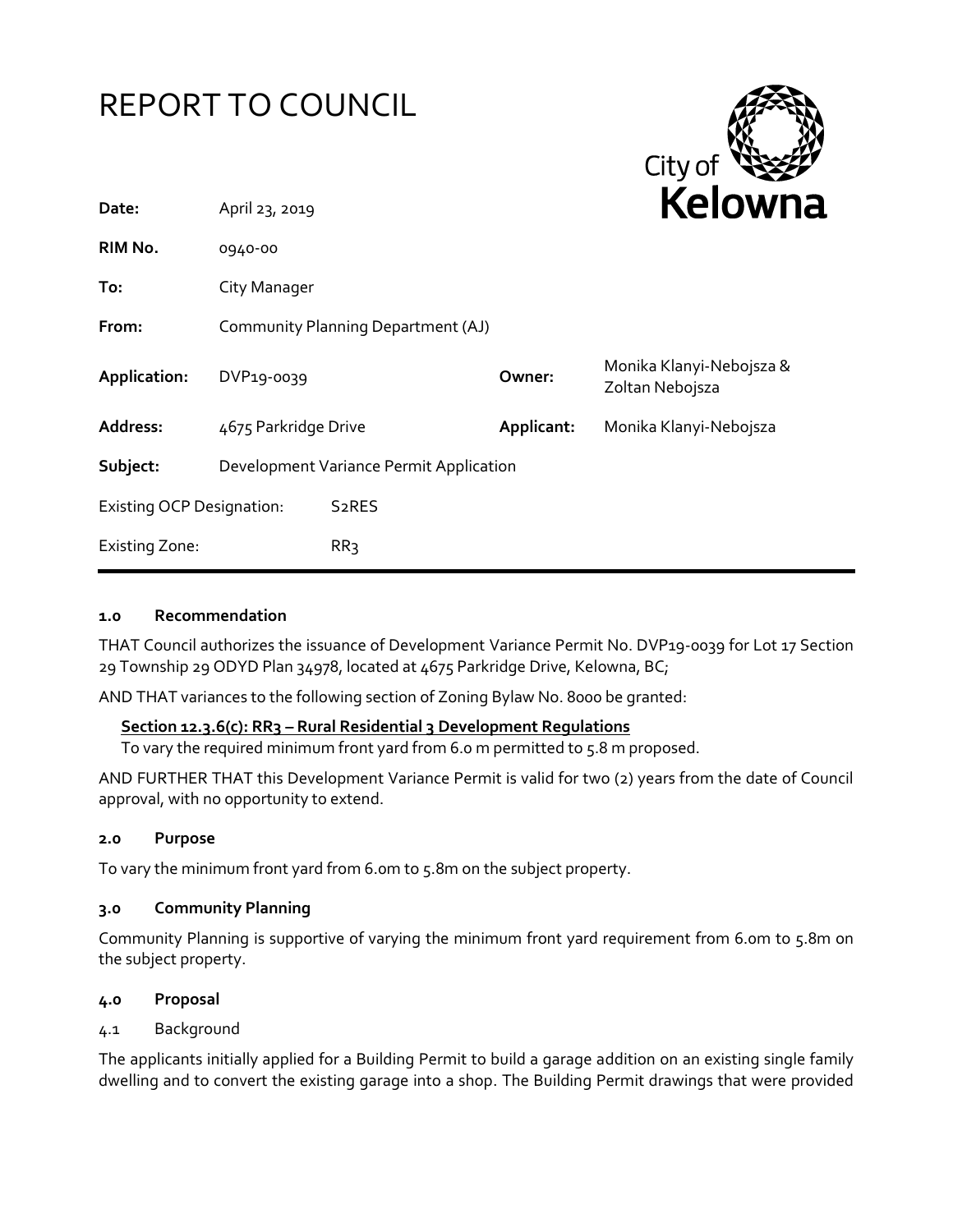# REPORT TO COUNCIL

City of **Kelowna**

| | | | |
|---|---|---|---|
| **Date:** | April 23, 2019 | | |
| **RIM No.** | 0940-00 | | |
| **To:** | City Manager | | |
| **From:** | Community Planning Department (AJ) | | |
| **Application:** | DVP19-0039 | **Owner:** | Monika Klanyi-Nebojsza & Zoltan Nebojsza |
| **Address:** | 4675 Parkridge Drive | **Applicant:** | Monika Klanyi-Nebojsza |
| **Subject:** | Development Variance Permit Application | | |
| Existing OCP Designation: | S2RES | | |
| Existing Zone: | RR3 | | |

### 1.0 Recommendation

THAT Council authorizes the issuance of Development Variance Permit No. DVP19-0039 for Lot 17 Section 29 Township 29 ODYD Plan 34978, located at 4675 Parkridge Drive, Kelowna, BC;

AND THAT variances to the following section of Zoning Bylaw No. 8000 be granted:

**Section 12.3.6(c): RR3 – Rural Residential 3 Development Regulations**
To vary the required minimum front yard from 6.0 m permitted to 5.8 m proposed.

AND FURTHER THAT this Development Variance Permit is valid for two (2) years from the date of Council approval, with no opportunity to extend.

### 2.0 Purpose

To vary the minimum front yard from 6.0m to 5.8m on the subject property.

### 3.0 Community Planning

Community Planning is supportive of varying the minimum front yard requirement from 6.0m to 5.8m on the subject property.

### 4.0 Proposal

4.1 Background

The applicants initially applied for a Building Permit to build a garage addition on an existing single family dwelling and to convert the existing garage into a shop. The Building Permit drawings that were provided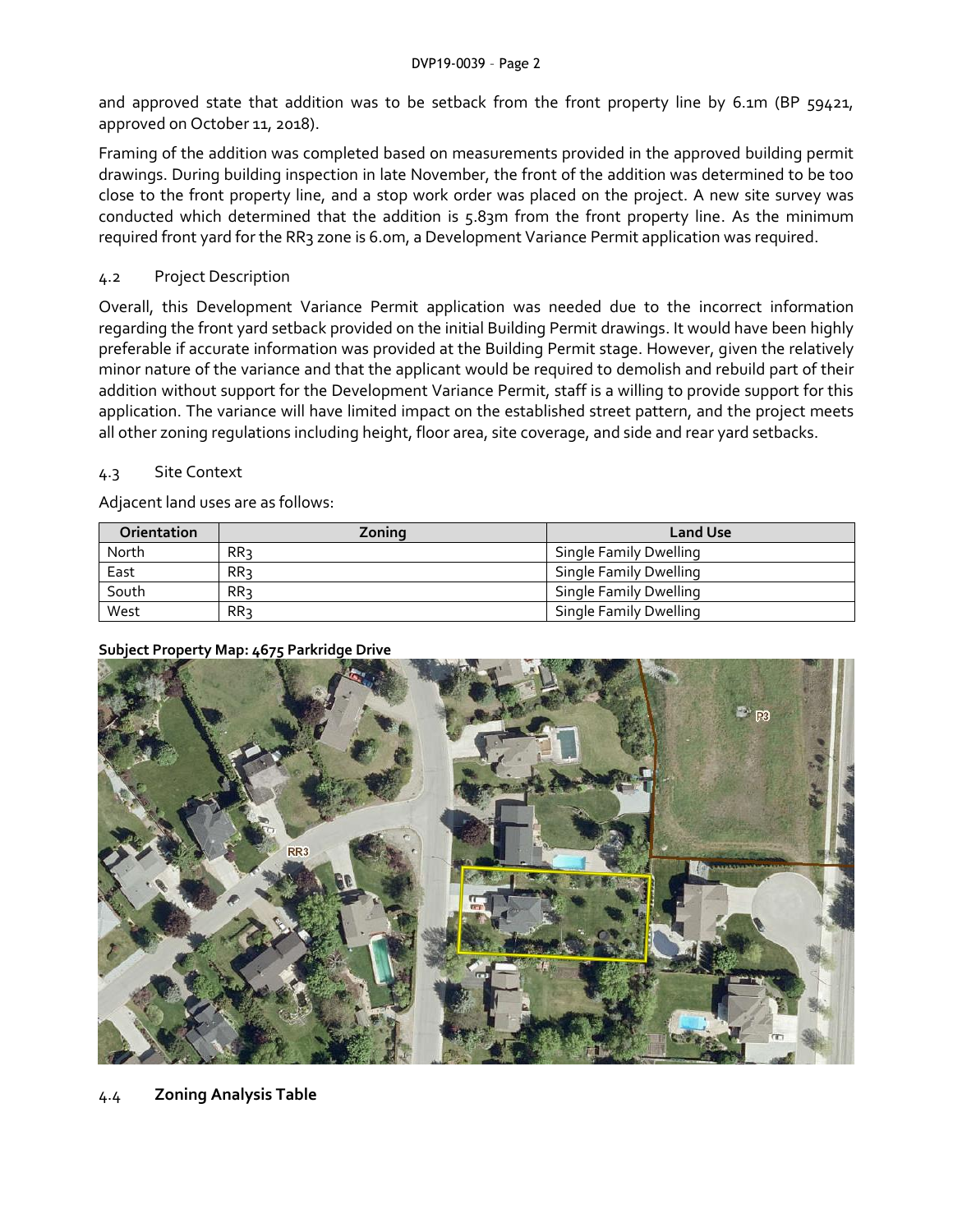and approved state that addition was to be setback from the front property line by 6.1m (BP 59421, approved on October 11, 2018).

Framing of the addition was completed based on measurements provided in the approved building permit drawings. During building inspection in late November, the front of the addition was determined to be too close to the front property line, and a stop work order was placed on the project. A new site survey was conducted which determined that the addition is 5.83m from the front property line. As the minimum required front yard for the RR3 zone is 6.0m, a Development Variance Permit application was required.

## 4.2 Project Description

Overall, this Development Variance Permit application was needed due to the incorrect information regarding the front yard setback provided on the initial Building Permit drawings. It would have been highly preferable if accurate information was provided at the Building Permit stage. However, given the relatively minor nature of the variance and that the applicant would be required to demolish and rebuild part of their addition without support for the Development Variance Permit, staff is a willing to provide support for this application. The variance will have limited impact on the established street pattern, and the project meets all other zoning regulations including height, floor area, site coverage, and side and rear yard setbacks.

## 4.3 Site Context

Adjacent land uses are as follows:

| Orientation | Zoning | Land Use |
| --- | --- | --- |
| North | RR3 | Single Family Dwelling |
| East | RR3 | Single Family Dwelling |
| South | RR3 | Single Family Dwelling |
| West | RR3 | Single Family Dwelling |

**Subject Property Map: 4675 Parkridge Drive**

## 4.4 **Zoning Analysis Table**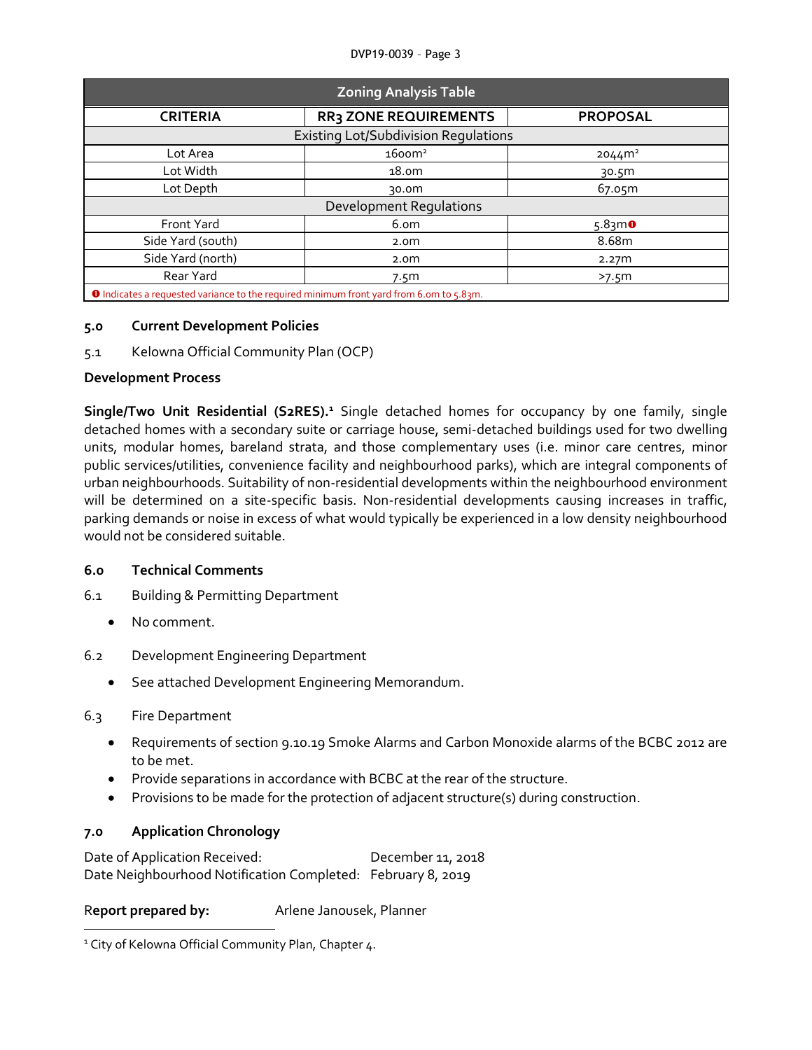| Zoning Analysis Table | | |
|---|---|---|
| **CRITERIA** | **RR3 ZONE REQUIREMENTS** | **PROPOSAL** |
| Existing Lot/Subdivision Regulations | | |
| Lot Area | 1600m² | 2044m² |
| Lot Width | 18.0m | 30.5m |
| Lot Depth | 30.0m | 67.05m |
| Development Regulations | | |
| Front Yard | 6.0m | 5.83m ❶ |
| Side Yard (south) | 2.0m | 8.68m |
| Side Yard (north) | 2.0m | 2.27m |
| Rear Yard | 7.5m | >7.5m |
| ❶ Indicates a requested variance to the required minimum front yard from 6.0m to 5.83m. | | |

## 5.0 Current Development Policies

5.1 Kelowna Official Community Plan (OCP)

**Development Process**

**Single/Two Unit Residential (S2RES).**[1] Single detached homes for occupancy by one family, single detached homes with a secondary suite or carriage house, semi-detached buildings used for two dwelling units, modular homes, bareland strata, and those complementary uses (i.e. minor care centres, minor public services/utilities, convenience facility and neighbourhood parks), which are integral components of urban neighbourhoods. Suitability of non-residential developments within the neighbourhood environment will be determined on a site-specific basis. Non-residential developments causing increases in traffic, parking demands or noise in excess of what would typically be experienced in a low density neighbourhood would not be considered suitable.

## 6.0 Technical Comments

6.1 Building & Permitting Department

- No comment.

6.2 Development Engineering Department

- See attached Development Engineering Memorandum.

6.3 Fire Department

- Requirements of section 9.10.19 Smoke Alarms and Carbon Monoxide alarms of the BCBC 2012 are to be met.
- Provide separations in accordance with BCBC at the rear of the structure.
- Provisions to be made for the protection of adjacent structure(s) during construction.

## 7.0 Application Chronology

Date of Application Received: December 11, 2018
Date Neighbourhood Notification Completed: February 8, 2019

**Report prepared by:** Arlene Janousek, Planner

[1] City of Kelowna Official Community Plan, Chapter 4.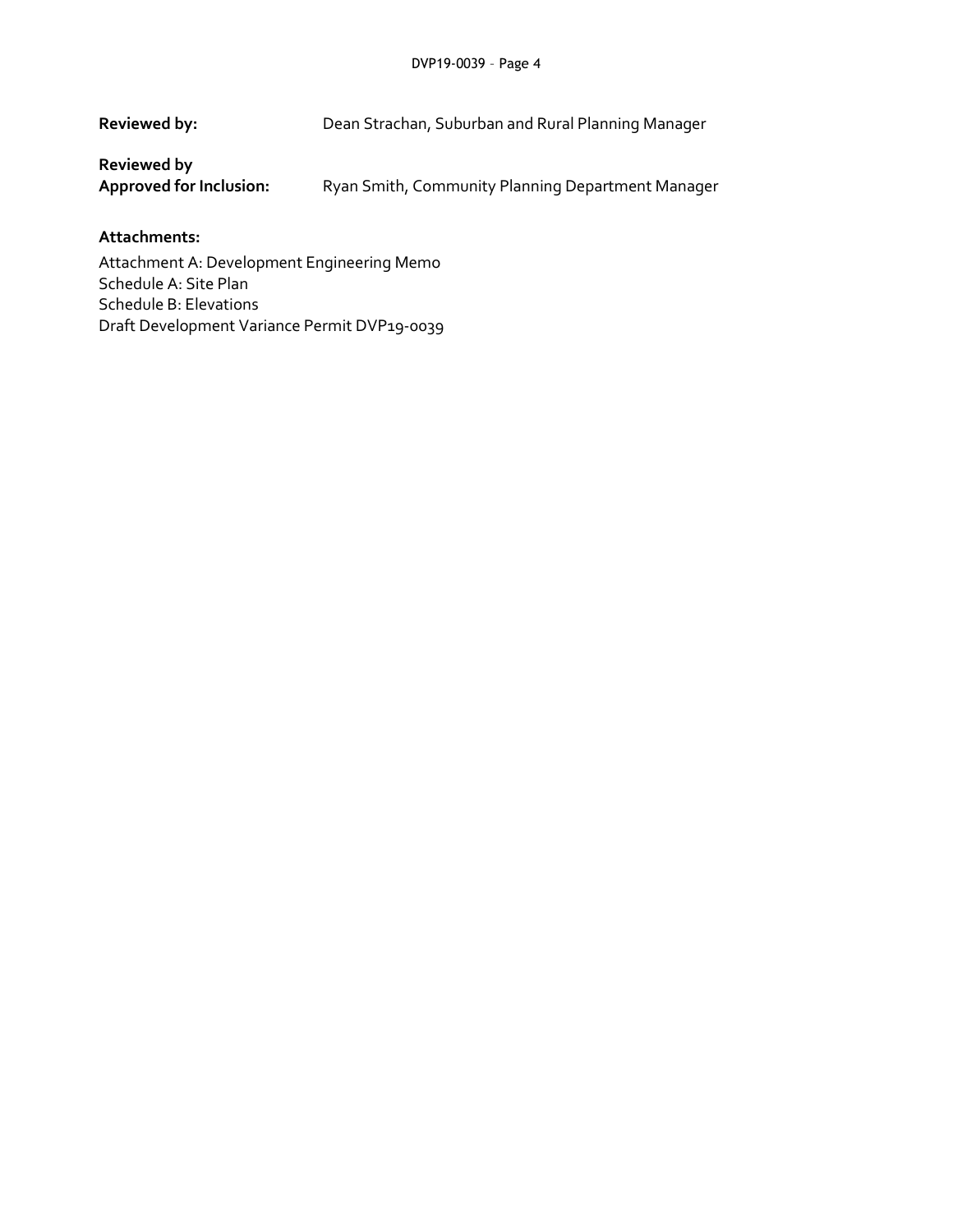**Reviewed by:** Dean Strachan, Suburban and Rural Planning Manager

**Reviewed by Approved for Inclusion:** Ryan Smith, Community Planning Department Manager

**Attachments:**

Attachment A: Development Engineering Memo
Schedule A: Site Plan
Schedule B: Elevations
Draft Development Variance Permit DVP19-0039